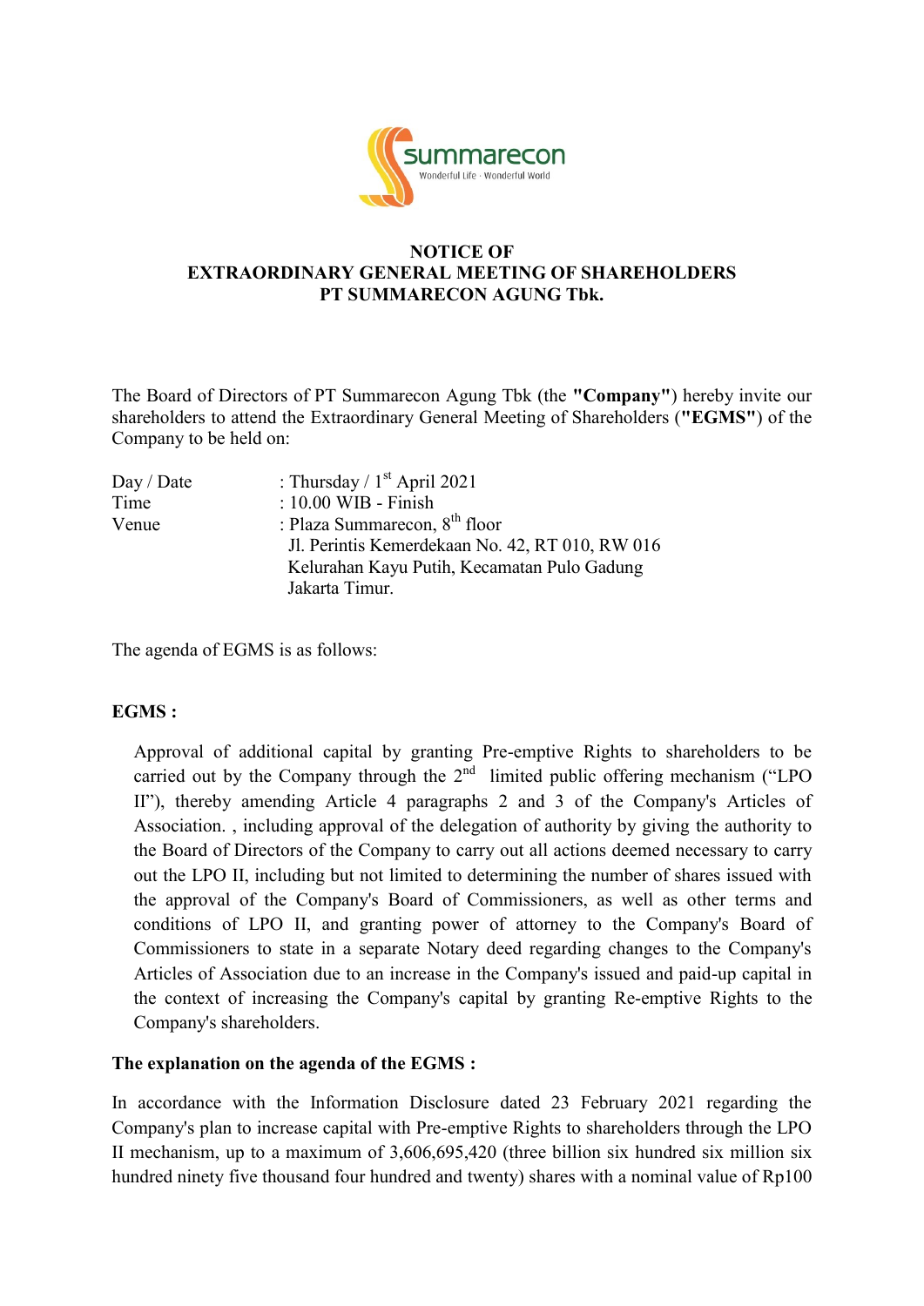**NOTICE OF**
**EXTRAORDINARY GENERAL MEETING OF SHAREHOLDERS**
**PT SUMMARECON AGUNG Tbk.**

The Board of Directors of PT Summarecon Agung Tbk (the **"Company"**) hereby invite our shareholders to attend the Extraordinary General Meeting of Shareholders (**"EGMS"**) of the Company to be held on:

| | |
|---|---|
| Day / Date | : Thursday / 1st April 2021 |
| Time | : 10.00 WIB - Finish |
| Venue | : Plaza Summarecon, 8th floor<br>Jl. Perintis Kemerdekaan No. 42, RT 010, RW 016<br>Kelurahan Kayu Putih, Kecamatan Pulo Gadung<br>Jakarta Timur. |

The agenda of EGMS is as follows:

**EGMS :**

Approval of additional capital by granting Pre-emptive Rights to shareholders to be carried out by the Company through the 2nd limited public offering mechanism ("LPO II"), thereby amending Article 4 paragraphs 2 and 3 of the Company's Articles of Association. , including approval of the delegation of authority by giving the authority to the Board of Directors of the Company to carry out all actions deemed necessary to carry out the LPO II, including but not limited to determining the number of shares issued with the approval of the Company's Board of Commissioners, as well as other terms and conditions of LPO II, and granting power of attorney to the Company's Board of Commissioners to state in a separate Notary deed regarding changes to the Company's Articles of Association due to an increase in the Company's issued and paid-up capital in the context of increasing the Company's capital by granting Re-emptive Rights to the Company's shareholders.

**The explanation on the agenda of the EGMS :**

In accordance with the Information Disclosure dated 23 February 2021 regarding the Company's plan to increase capital with Pre-emptive Rights to shareholders through the LPO II mechanism, up to a maximum of 3,606,695,420 (three billion six hundred six million six hundred ninety five thousand four hundred and twenty) shares with a nominal value of Rp100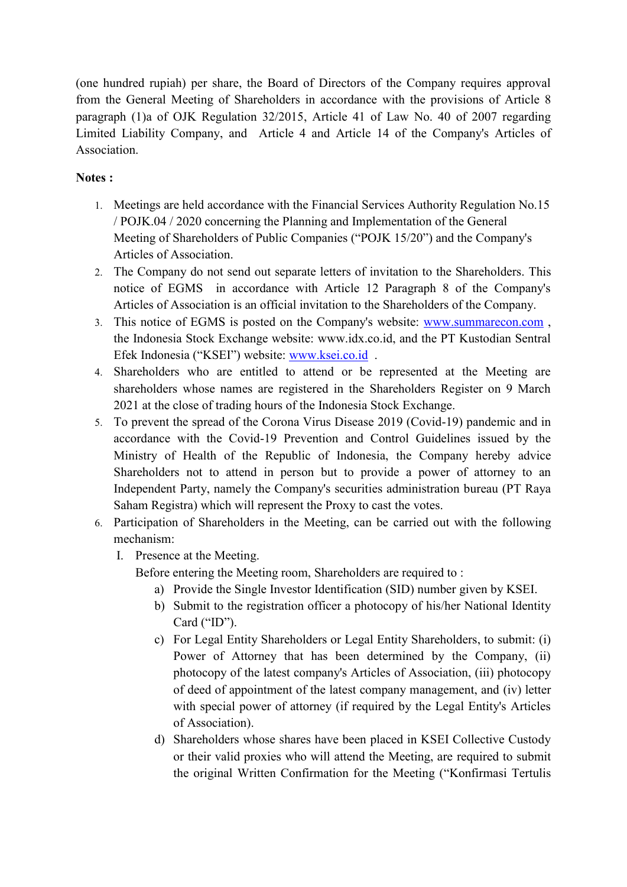(one hundred rupiah) per share, the Board of Directors of the Company requires approval from the General Meeting of Shareholders in accordance with the provisions of Article 8 paragraph (1)a of OJK Regulation 32/2015, Article 41 of Law No. 40 of 2007 regarding Limited Liability Company, and Article 4 and Article 14 of the Company's Articles of Association.

**Notes :**

1. Meetings are held accordance with the Financial Services Authority Regulation No.15 / POJK.04 / 2020 concerning the Planning and Implementation of the General Meeting of Shareholders of Public Companies ("POJK 15/20") and the Company's Articles of Association.
2. The Company do not send out separate letters of invitation to the Shareholders. This notice of EGMS in accordance with Article 12 Paragraph 8 of the Company's Articles of Association is an official invitation to the Shareholders of the Company.
3. This notice of EGMS is posted on the Company's website: www.summarecon.com , the Indonesia Stock Exchange website: www.idx.co.id, and the PT Kustodian Sentral Efek Indonesia ("KSEI") website: www.ksei.co.id .
4. Shareholders who are entitled to attend or be represented at the Meeting are shareholders whose names are registered in the Shareholders Register on 9 March 2021 at the close of trading hours of the Indonesia Stock Exchange.
5. To prevent the spread of the Corona Virus Disease 2019 (Covid-19) pandemic and in accordance with the Covid-19 Prevention and Control Guidelines issued by the Ministry of Health of the Republic of Indonesia, the Company hereby advice Shareholders not to attend in person but to provide a power of attorney to an Independent Party, namely the Company's securities administration bureau (PT Raya Saham Registra) which will represent the Proxy to cast the votes.
6. Participation of Shareholders in the Meeting, can be carried out with the following mechanism:

   I. Presence at the Meeting.

   Before entering the Meeting room, Shareholders are required to :

   a) Provide the Single Investor Identification (SID) number given by KSEI.
   b) Submit to the registration officer a photocopy of his/her National Identity Card ("ID").
   c) For Legal Entity Shareholders or Legal Entity Shareholders, to submit: (i) Power of Attorney that has been determined by the Company, (ii) photocopy of the latest company's Articles of Association, (iii) photocopy of deed of appointment of the latest company management, and (iv) letter with special power of attorney (if required by the Legal Entity's Articles of Association).
   d) Shareholders whose shares have been placed in KSEI Collective Custody or their valid proxies who will attend the Meeting, are required to submit the original Written Confirmation for the Meeting ("Konfirmasi Tertulis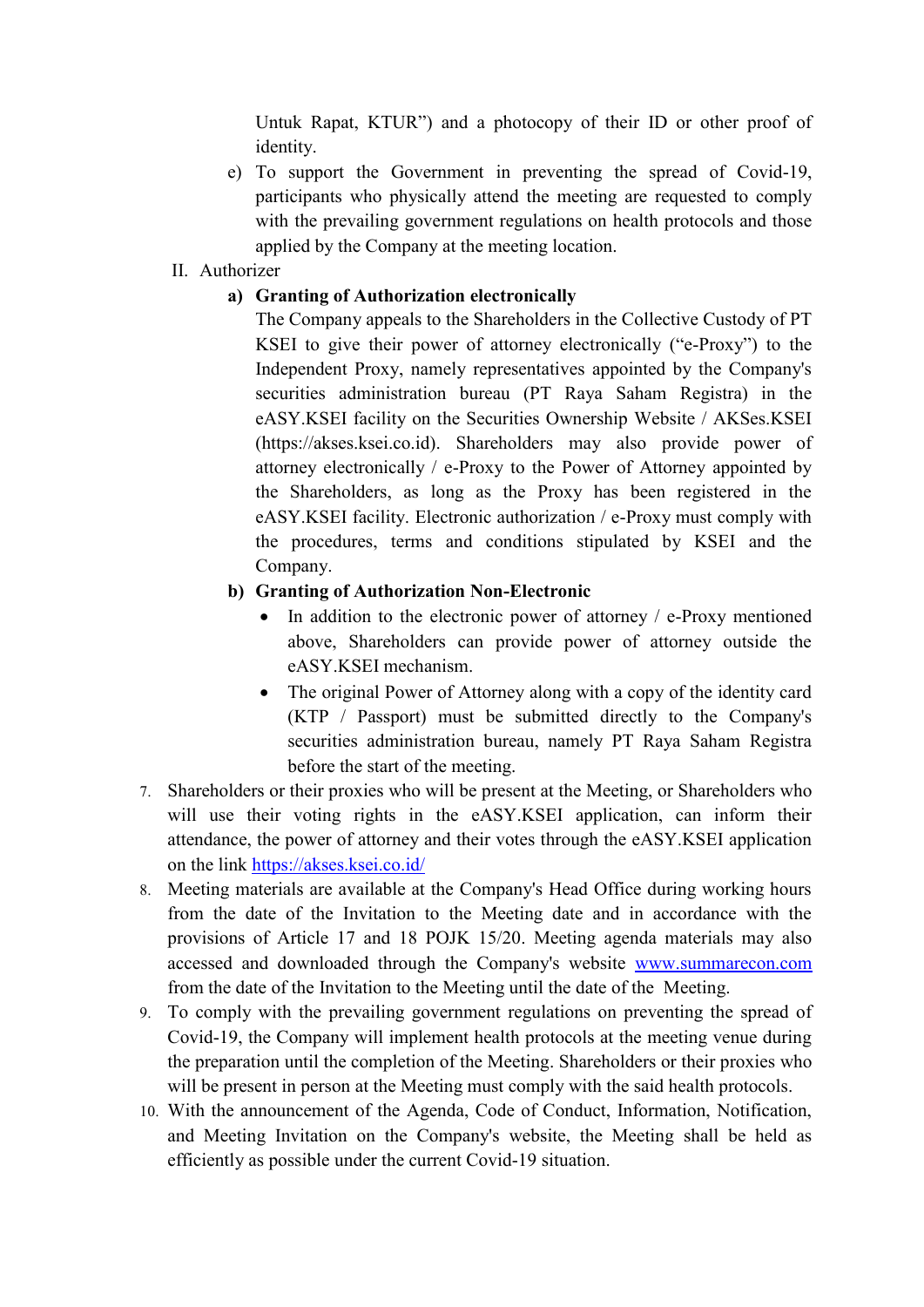Untuk Rapat, KTUR") and a photocopy of their ID or other proof of identity.

e) To support the Government in preventing the spread of Covid-19, participants who physically attend the meeting are requested to comply with the prevailing government regulations on health protocols and those applied by the Company at the meeting location.

II. Authorizer

**a) Granting of Authorization electronically**

The Company appeals to the Shareholders in the Collective Custody of PT KSEI to give their power of attorney electronically ("e-Proxy") to the Independent Proxy, namely representatives appointed by the Company's securities administration bureau (PT Raya Saham Registra) in the eASY.KSEI facility on the Securities Ownership Website / AKSes.KSEI (https://akses.ksei.co.id). Shareholders may also provide power of attorney electronically / e-Proxy to the Power of Attorney appointed by the Shareholders, as long as the Proxy has been registered in the eASY.KSEI facility. Electronic authorization / e-Proxy must comply with the procedures, terms and conditions stipulated by KSEI and the Company.

**b) Granting of Authorization Non-Electronic**

- In addition to the electronic power of attorney / e-Proxy mentioned above, Shareholders can provide power of attorney outside the eASY.KSEI mechanism.
- The original Power of Attorney along with a copy of the identity card (KTP / Passport) must be submitted directly to the Company's securities administration bureau, namely PT Raya Saham Registra before the start of the meeting.

7. Shareholders or their proxies who will be present at the Meeting, or Shareholders who will use their voting rights in the eASY.KSEI application, can inform their attendance, the power of attorney and their votes through the eASY.KSEI application on the link https://akses.ksei.co.id/
8. Meeting materials are available at the Company's Head Office during working hours from the date of the Invitation to the Meeting date and in accordance with the provisions of Article 17 and 18 POJK 15/20. Meeting agenda materials may also accessed and downloaded through the Company's website www.summarecon.com from the date of the Invitation to the Meeting until the date of the Meeting.
9. To comply with the prevailing government regulations on preventing the spread of Covid-19, the Company will implement health protocols at the meeting venue during the preparation until the completion of the Meeting. Shareholders or their proxies who will be present in person at the Meeting must comply with the said health protocols.
10. With the announcement of the Agenda, Code of Conduct, Information, Notification, and Meeting Invitation on the Company's website, the Meeting shall be held as efficiently as possible under the current Covid-19 situation.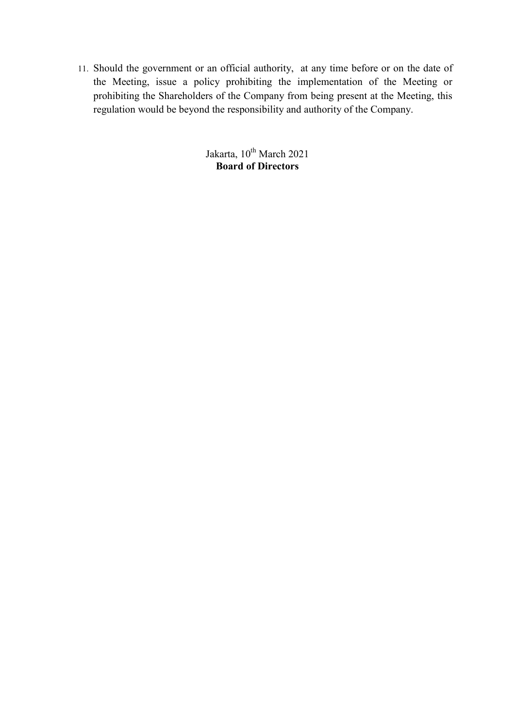11. Should the government or an official authority,  at any time before or on the date of the Meeting, issue a policy prohibiting the implementation of the Meeting or prohibiting the Shareholders of the Company from being present at the Meeting, this regulation would be beyond the responsibility and authority of the Company.

Jakarta, 10th March 2021
**Board of Directors**